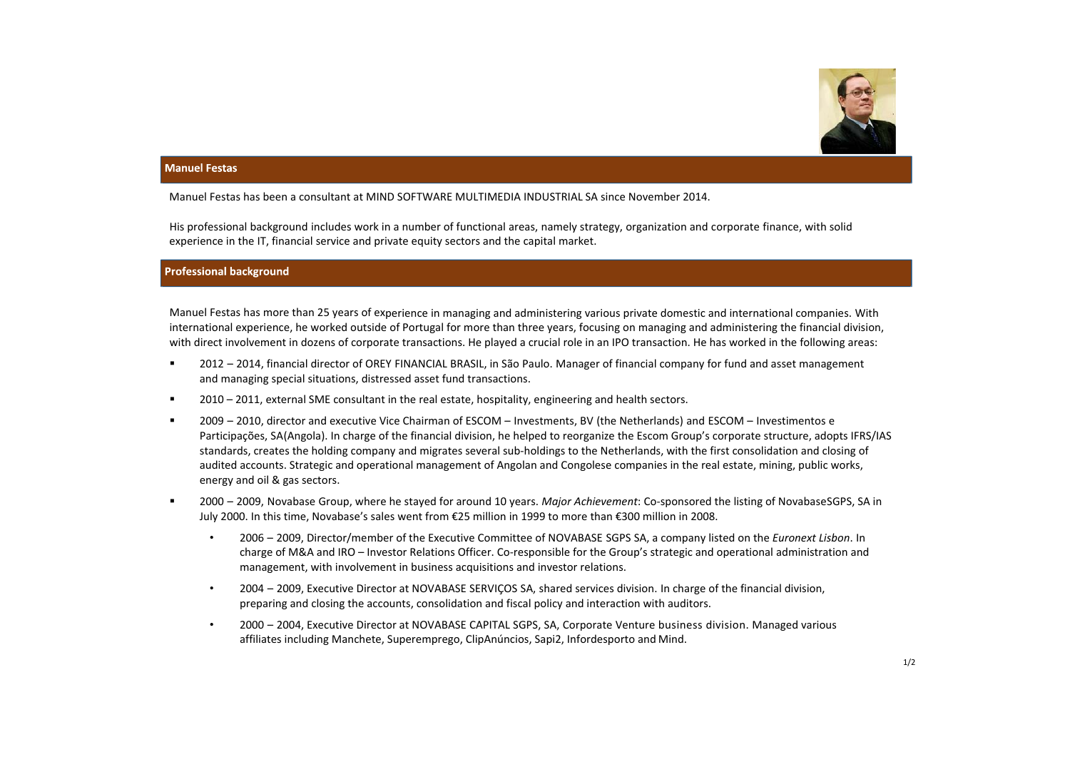## Manuel Festas

Manuel Festas has been a consultant at MIND SOFTWARE MULTIMEDIA INDUSTRIAL SA since November 2014.

His professional background includes work in a number of functional areas, namely strategy, organization and corporate finance, with solid experience in the IT, financial service and private equity sectors and the capital market.

## Professional background

Manuel Festas has more than 25 years of experience in managing and administering various private domestic and international companies. With international experience, he worked outside of Portugal for more than three years, focusing on managing and administering the financial division, with direct involvement in dozens of corporate transactions. He played a crucial role in an IPO transaction. He has worked in the following areas:

- 2012 – 2014, financial director of OREY FINANCIAL BRASIL, in São Paulo. Manager of financial company for fund and asset management and managing special situations, distressed asset fund transactions.
- 2010 – 2011, external SME consultant in the real estate, hospitality, engineering and health sectors.
- 2009 – 2010, director and executive Vice Chairman of ESCOM – Investments, BV (the Netherlands) and ESCOM – Investimentos e Participações, SA(Angola). In charge of the financial division, he helped to reorganize the Escom Group's corporate structure, adopts IFRS/IAS standards, creates the holding company and migrates several sub-holdings to the Netherlands, with the first consolidation and closing of audited accounts. Strategic and operational management of Angolan and Congolese companies in the real estate, mining, public works, energy and oil & gas sectors.
- 2000 – 2009, Novabase Group, where he stayed for around 10 years. *Major Achievement*: Co-sponsored the listing of NovabaseSGPS, SA in July 2000. In this time, Novabase's sales went from €25 million in 1999 to more than €300 million in 2008.
  - 2006 – 2009, Director/member of the Executive Committee of NOVABASE SGPS SA, a company listed on the *Euronext Lisbon*. In charge of M&A and IRO – Investor Relations Officer. Co-responsible for the Group's strategic and operational administration and management, with involvement in business acquisitions and investor relations.
  - 2004 – 2009, Executive Director at NOVABASE SERVIÇOS SA, shared services division. In charge of the financial division, preparing and closing the accounts, consolidation and fiscal policy and interaction with auditors.
  - 2000 – 2004, Executive Director at NOVABASE CAPITAL SGPS, SA, Corporate Venture business division. Managed various affiliates including Manchete, Superemprego, ClipAnúncios, Sapi2, Infordesporto and Mind.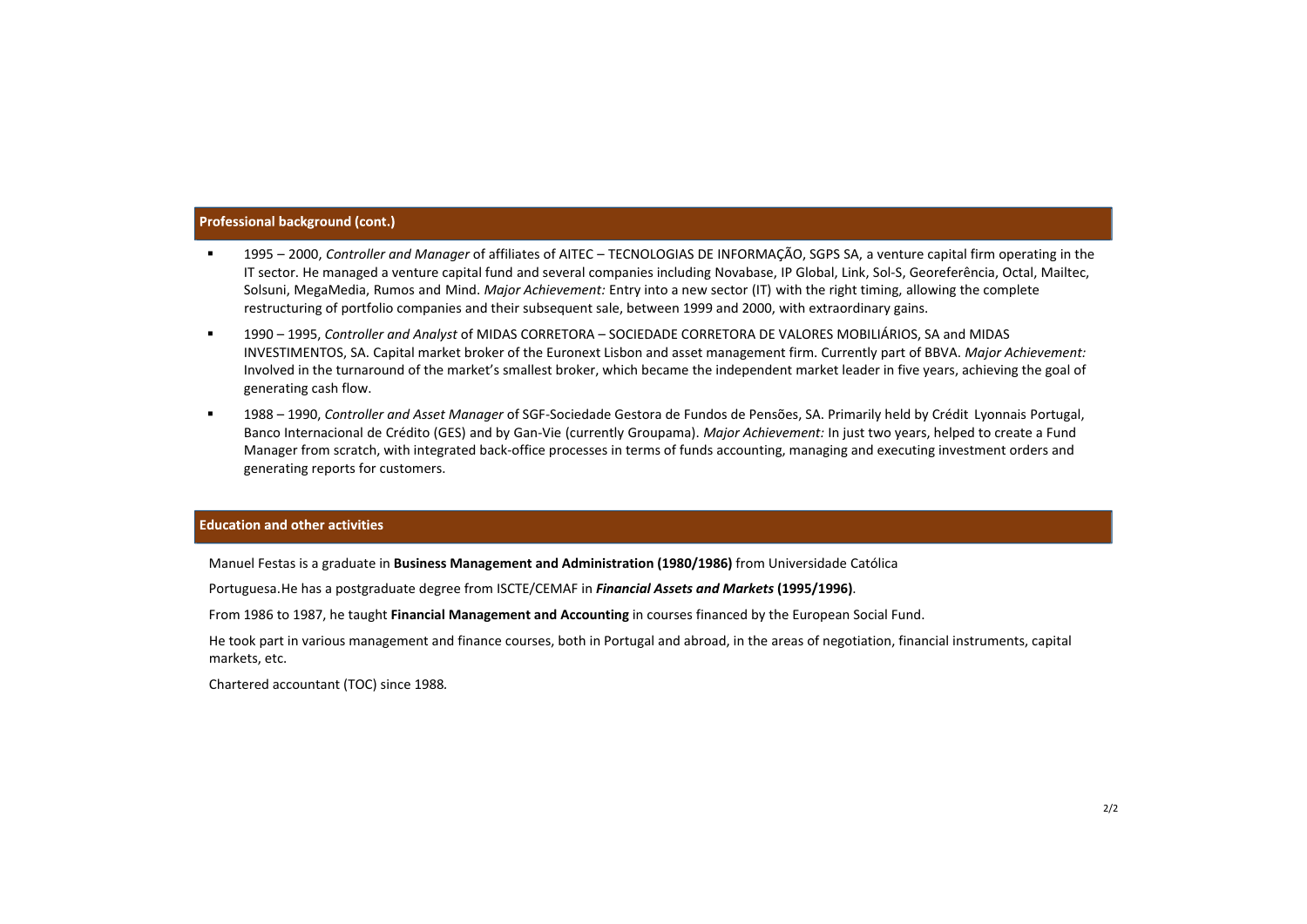## Professional background (cont.)

- 1995 – 2000, *Controller and Manager* of affiliates of AITEC – TECNOLOGIAS DE INFORMAÇÃO, SGPS SA, a venture capital firm operating in the IT sector. He managed a venture capital fund and several companies including Novabase, IP Global, Link, Sol-S, Georeferência, Octal, Mailtec, Solsuni, MegaMedia, Rumos and Mind. *Major Achievement:* Entry into a new sector (IT) with the right timing, allowing the complete restructuring of portfolio companies and their subsequent sale, between 1999 and 2000, with extraordinary gains.
- 1990 – 1995, *Controller and Analyst* of MIDAS CORRETORA – SOCIEDADE CORRETORA DE VALORES MOBILIÁRIOS, SA and MIDAS INVESTIMENTOS, SA. Capital market broker of the Euronext Lisbon and asset management firm. Currently part of BBVA. *Major Achievement:* Involved in the turnaround of the market's smallest broker, which became the independent market leader in five years, achieving the goal of generating cash flow.
- 1988 – 1990, *Controller and Asset Manager* of SGF-Sociedade Gestora de Fundos de Pensões, SA. Primarily held by Crédit Lyonnais Portugal, Banco Internacional de Crédito (GES) and by Gan-Vie (currently Groupama). *Major Achievement:* In just two years, helped to create a Fund Manager from scratch, with integrated back-office processes in terms of funds accounting, managing and executing investment orders and generating reports for customers.

## Education and other activities

Manuel Festas is a graduate in **Business Management and Administration (1980/1986)** from Universidade Católica Portuguesa.He has a postgraduate degree from ISCTE/CEMAF in ***Financial Assets and Markets* (1995/1996)**.

From 1986 to 1987, he taught **Financial Management and Accounting** in courses financed by the European Social Fund.

He took part in various management and finance courses, both in Portugal and abroad, in the areas of negotiation, financial instruments, capital markets, etc.

Chartered accountant (TOC) since 1988.